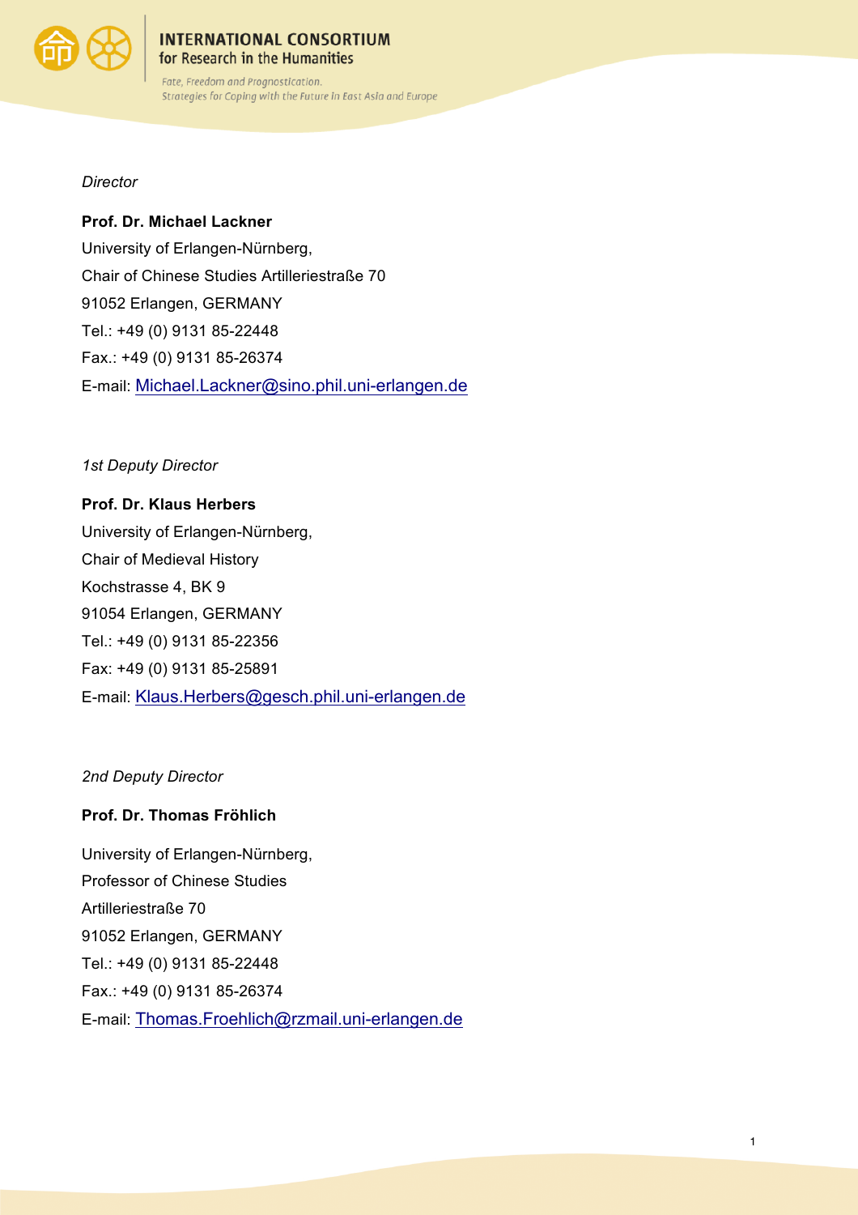*Director*

**Prof. Dr. Michael Lackner**
University of Erlangen-Nürnberg,
Chair of Chinese Studies Artilleriestraße 70
91052 Erlangen, GERMANY
Tel.: +49 (0) 9131 85-22448
Fax.: +49 (0) 9131 85-26374
E-mail: Michael.Lackner@sino.phil.uni-erlangen.de

*1st Deputy Director*

**Prof. Dr. Klaus Herbers**
University of Erlangen-Nürnberg,
Chair of Medieval History
Kochstrasse 4, BK 9
91054 Erlangen, GERMANY
Tel.: +49 (0) 9131 85-22356
Fax: +49 (0) 9131 85-25891
E-mail: Klaus.Herbers@gesch.phil.uni-erlangen.de

*2nd Deputy Director*

**Prof. Dr. Thomas Fröhlich**

University of Erlangen-Nürnberg,
Professor of Chinese Studies
Artilleriestraße 70
91052 Erlangen, GERMANY
Tel.: +49 (0) 9131 85-22448
Fax.: +49 (0) 9131 85-26374
E-mail: Thomas.Froehlich@rzmail.uni-erlangen.de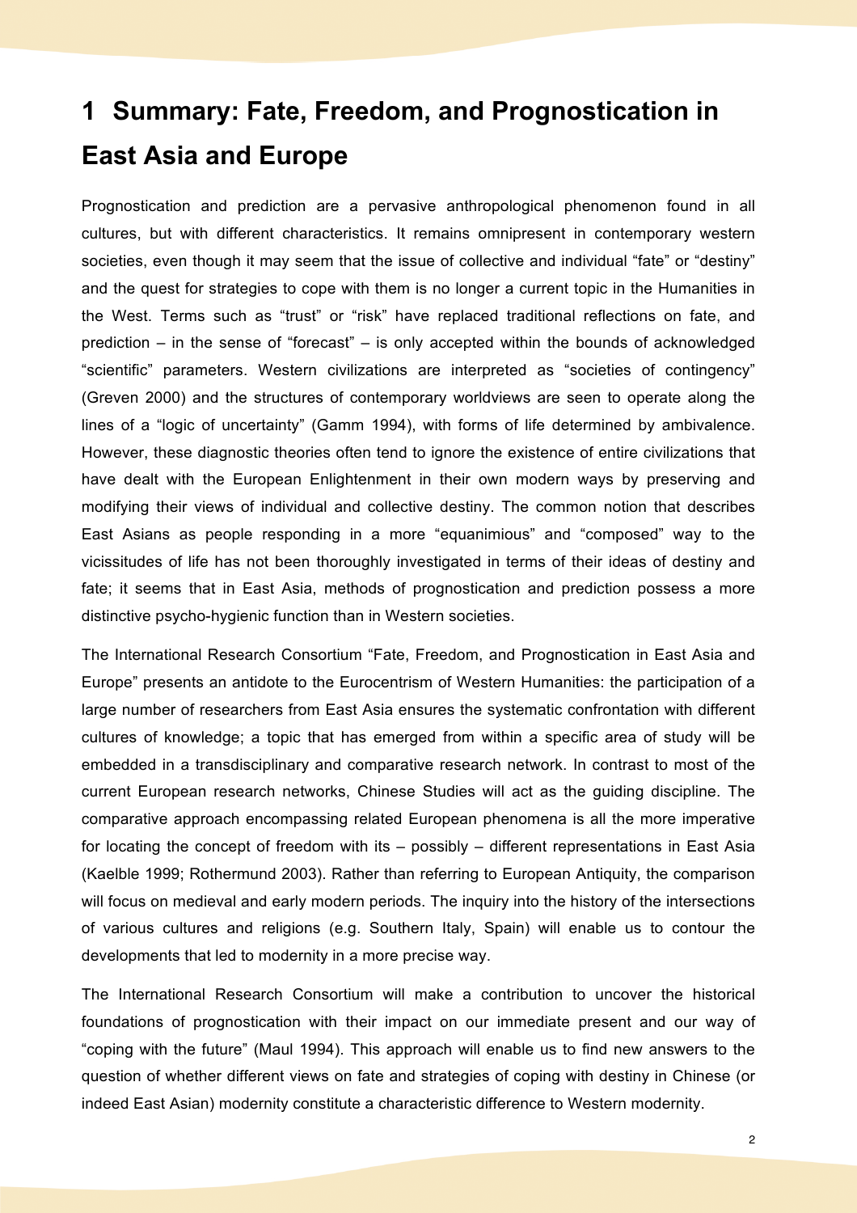# 1 Summary: Fate, Freedom, and Prognostication in East Asia and Europe

Prognostication and prediction are a pervasive anthropological phenomenon found in all cultures, but with different characteristics. It remains omnipresent in contemporary western societies, even though it may seem that the issue of collective and individual "fate" or "destiny" and the quest for strategies to cope with them is no longer a current topic in the Humanities in the West. Terms such as "trust" or "risk" have replaced traditional reflections on fate, and prediction – in the sense of "forecast" – is only accepted within the bounds of acknowledged "scientific" parameters. Western civilizations are interpreted as "societies of contingency" (Greven 2000) and the structures of contemporary worldviews are seen to operate along the lines of a "logic of uncertainty" (Gamm 1994), with forms of life determined by ambivalence. However, these diagnostic theories often tend to ignore the existence of entire civilizations that have dealt with the European Enlightenment in their own modern ways by preserving and modifying their views of individual and collective destiny. The common notion that describes East Asians as people responding in a more "equanimious" and "composed" way to the vicissitudes of life has not been thoroughly investigated in terms of their ideas of destiny and fate; it seems that in East Asia, methods of prognostication and prediction possess a more distinctive psycho-hygienic function than in Western societies.

The International Research Consortium "Fate, Freedom, and Prognostication in East Asia and Europe" presents an antidote to the Eurocentrism of Western Humanities: the participation of a large number of researchers from East Asia ensures the systematic confrontation with different cultures of knowledge; a topic that has emerged from within a specific area of study will be embedded in a transdisciplinary and comparative research network. In contrast to most of the current European research networks, Chinese Studies will act as the guiding discipline. The comparative approach encompassing related European phenomena is all the more imperative for locating the concept of freedom with its – possibly – different representations in East Asia (Kaelble 1999; Rothermund 2003). Rather than referring to European Antiquity, the comparison will focus on medieval and early modern periods. The inquiry into the history of the intersections of various cultures and religions (e.g. Southern Italy, Spain) will enable us to contour the developments that led to modernity in a more precise way.

The International Research Consortium will make a contribution to uncover the historical foundations of prognostication with their impact on our immediate present and our way of "coping with the future" (Maul 1994). This approach will enable us to find new answers to the question of whether different views on fate and strategies of coping with destiny in Chinese (or indeed East Asian) modernity constitute a characteristic difference to Western modernity.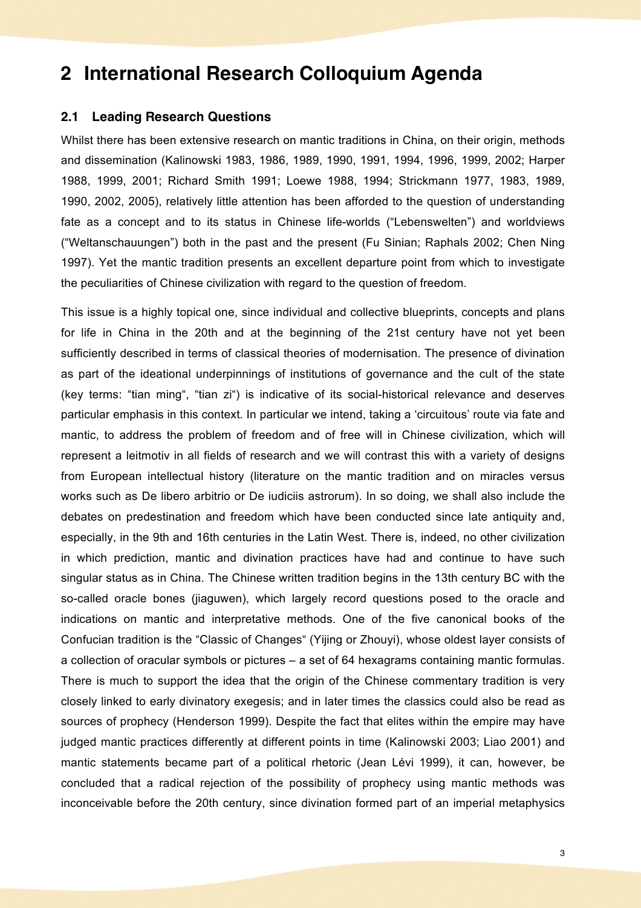# 2 International Research Colloquium Agenda

## 2.1 Leading Research Questions

Whilst there has been extensive research on mantic traditions in China, on their origin, methods and dissemination (Kalinowski 1983, 1986, 1989, 1990, 1991, 1994, 1996, 1999, 2002; Harper 1988, 1999, 2001; Richard Smith 1991; Loewe 1988, 1994; Strickmann 1977, 1983, 1989, 1990, 2002, 2005), relatively little attention has been afforded to the question of understanding fate as a concept and to its status in Chinese life-worlds ("Lebenswelten") and worldviews ("Weltanschauungen") both in the past and the present (Fu Sinian; Raphals 2002; Chen Ning 1997). Yet the mantic tradition presents an excellent departure point from which to investigate the peculiarities of Chinese civilization with regard to the question of freedom.

This issue is a highly topical one, since individual and collective blueprints, concepts and plans for life in China in the 20th and at the beginning of the 21st century have not yet been sufficiently described in terms of classical theories of modernisation. The presence of divination as part of the ideational underpinnings of institutions of governance and the cult of the state (key terms: "tian ming", "tian zi") is indicative of its social-historical relevance and deserves particular emphasis in this context. In particular we intend, taking a 'circuitous' route via fate and mantic, to address the problem of freedom and of free will in Chinese civilization, which will represent a leitmotiv in all fields of research and we will contrast this with a variety of designs from European intellectual history (literature on the mantic tradition and on miracles versus works such as De libero arbitrio or De iudiciis astrorum). In so doing, we shall also include the debates on predestination and freedom which have been conducted since late antiquity and, especially, in the 9th and 16th centuries in the Latin West. There is, indeed, no other civilization in which prediction, mantic and divination practices have had and continue to have such singular status as in China. The Chinese written tradition begins in the 13th century BC with the so-called oracle bones (jiaguwen), which largely record questions posed to the oracle and indications on mantic and interpretative methods. One of the five canonical books of the Confucian tradition is the "Classic of Changes" (Yijing or Zhouyi), whose oldest layer consists of a collection of oracular symbols or pictures – a set of 64 hexagrams containing mantic formulas. There is much to support the idea that the origin of the Chinese commentary tradition is very closely linked to early divinatory exegesis; and in later times the classics could also be read as sources of prophecy (Henderson 1999). Despite the fact that elites within the empire may have judged mantic practices differently at different points in time (Kalinowski 2003; Liao 2001) and mantic statements became part of a political rhetoric (Jean Lévi 1999), it can, however, be concluded that a radical rejection of the possibility of prophecy using mantic methods was inconceivable before the 20th century, since divination formed part of an imperial metaphysics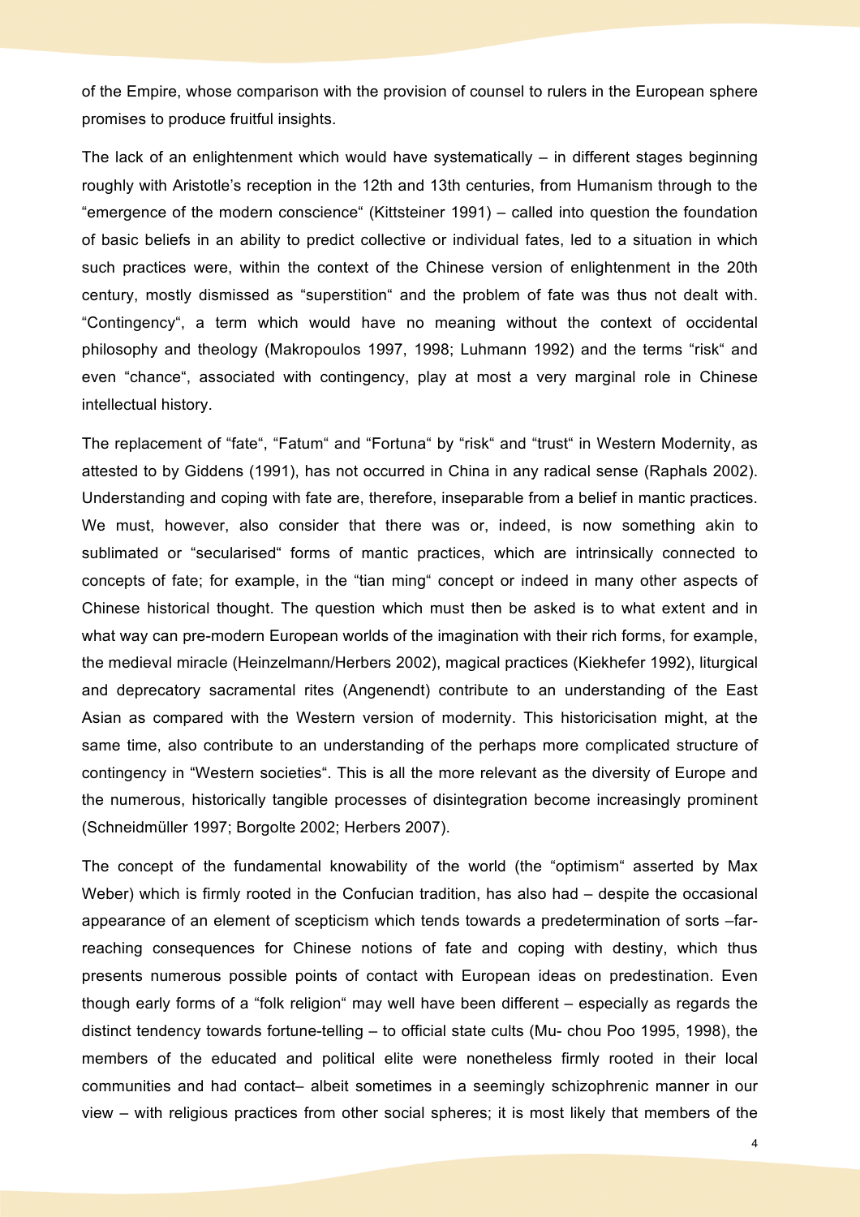of the Empire, whose comparison with the provision of counsel to rulers in the European sphere promises to produce fruitful insights.

The lack of an enlightenment which would have systematically – in different stages beginning roughly with Aristotle's reception in the 12th and 13th centuries, from Humanism through to the "emergence of the modern conscience" (Kittsteiner 1991) – called into question the foundation of basic beliefs in an ability to predict collective or individual fates, led to a situation in which such practices were, within the context of the Chinese version of enlightenment in the 20th century, mostly dismissed as "superstition" and the problem of fate was thus not dealt with. "Contingency", a term which would have no meaning without the context of occidental philosophy and theology (Makropoulos 1997, 1998; Luhmann 1992) and the terms "risk" and even "chance", associated with contingency, play at most a very marginal role in Chinese intellectual history.

The replacement of "fate", "Fatum" and "Fortuna" by "risk" and "trust" in Western Modernity, as attested to by Giddens (1991), has not occurred in China in any radical sense (Raphals 2002). Understanding and coping with fate are, therefore, inseparable from a belief in mantic practices. We must, however, also consider that there was or, indeed, is now something akin to sublimated or "secularised" forms of mantic practices, which are intrinsically connected to concepts of fate; for example, in the "tian ming" concept or indeed in many other aspects of Chinese historical thought. The question which must then be asked is to what extent and in what way can pre-modern European worlds of the imagination with their rich forms, for example, the medieval miracle (Heinzelmann/Herbers 2002), magical practices (Kiekhefer 1992), liturgical and deprecatory sacramental rites (Angenendt) contribute to an understanding of the East Asian as compared with the Western version of modernity. This historicisation might, at the same time, also contribute to an understanding of the perhaps more complicated structure of contingency in "Western societies". This is all the more relevant as the diversity of Europe and the numerous, historically tangible processes of disintegration become increasingly prominent (Schneidmüller 1997; Borgolte 2002; Herbers 2007).

The concept of the fundamental knowability of the world (the "optimism" asserted by Max Weber) which is firmly rooted in the Confucian tradition, has also had – despite the occasional appearance of an element of scepticism which tends towards a predetermination of sorts –far-reaching consequences for Chinese notions of fate and coping with destiny, which thus presents numerous possible points of contact with European ideas on predestination. Even though early forms of a "folk religion" may well have been different – especially as regards the distinct tendency towards fortune-telling – to official state cults (Mu- chou Poo 1995, 1998), the members of the educated and political elite were nonetheless firmly rooted in their local communities and had contact– albeit sometimes in a seemingly schizophrenic manner in our view – with religious practices from other social spheres; it is most likely that members of the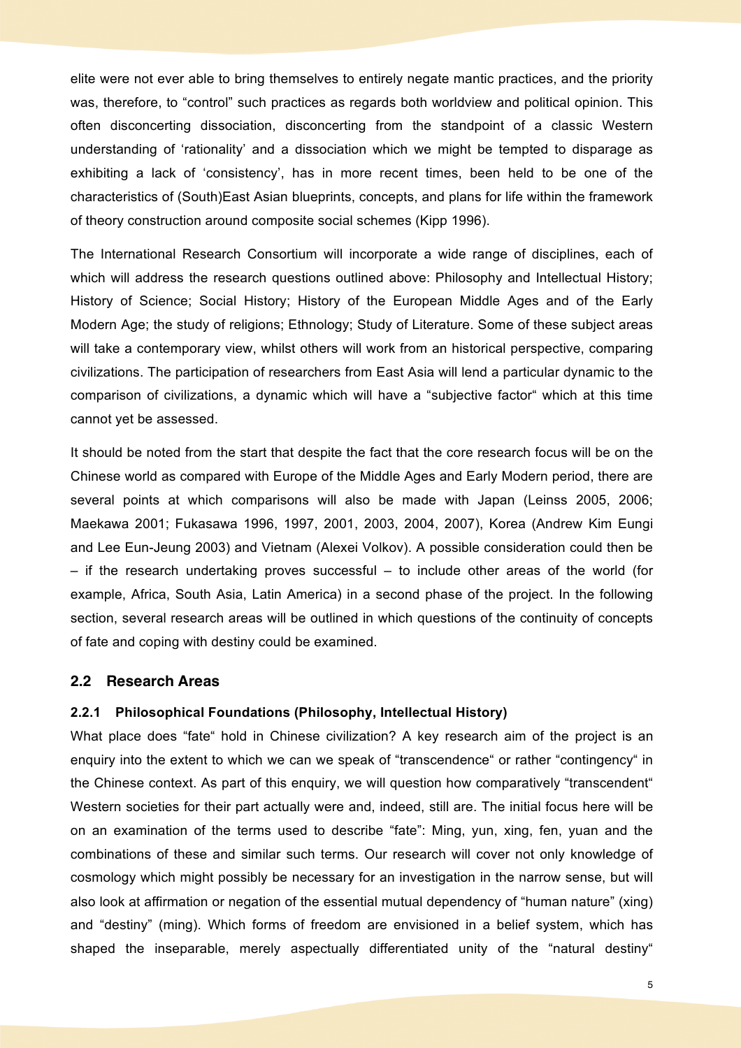elite were not ever able to bring themselves to entirely negate mantic practices, and the priority was, therefore, to "control" such practices as regards both worldview and political opinion. This often disconcerting dissociation, disconcerting from the standpoint of a classic Western understanding of 'rationality' and a dissociation which we might be tempted to disparage as exhibiting a lack of 'consistency', has in more recent times, been held to be one of the characteristics of (South)East Asian blueprints, concepts, and plans for life within the framework of theory construction around composite social schemes (Kipp 1996).

The International Research Consortium will incorporate a wide range of disciplines, each of which will address the research questions outlined above: Philosophy and Intellectual History; History of Science; Social History; History of the European Middle Ages and of the Early Modern Age; the study of religions; Ethnology; Study of Literature. Some of these subject areas will take a contemporary view, whilst others will work from an historical perspective, comparing civilizations. The participation of researchers from East Asia will lend a particular dynamic to the comparison of civilizations, a dynamic which will have a "subjective factor" which at this time cannot yet be assessed.

It should be noted from the start that despite the fact that the core research focus will be on the Chinese world as compared with Europe of the Middle Ages and Early Modern period, there are several points at which comparisons will also be made with Japan (Leinss 2005, 2006; Maekawa 2001; Fukasawa 1996, 1997, 2001, 2003, 2004, 2007), Korea (Andrew Kim Eungi and Lee Eun-Jeung 2003) and Vietnam (Alexei Volkov). A possible consideration could then be – if the research undertaking proves successful – to include other areas of the world (for example, Africa, South Asia, Latin America) in a second phase of the project. In the following section, several research areas will be outlined in which questions of the continuity of concepts of fate and coping with destiny could be examined.

## 2.2 Research Areas

### 2.2.1 Philosophical Foundations (Philosophy, Intellectual History)

What place does "fate" hold in Chinese civilization? A key research aim of the project is an enquiry into the extent to which we can we speak of "transcendence" or rather "contingency" in the Chinese context. As part of this enquiry, we will question how comparatively "transcendent" Western societies for their part actually were and, indeed, still are. The initial focus here will be on an examination of the terms used to describe "fate": Ming, yun, xing, fen, yuan and the combinations of these and similar such terms. Our research will cover not only knowledge of cosmology which might possibly be necessary for an investigation in the narrow sense, but will also look at affirmation or negation of the essential mutual dependency of "human nature" (xing) and "destiny" (ming). Which forms of freedom are envisioned in a belief system, which has shaped the inseparable, merely aspectually differentiated unity of the "natural destiny"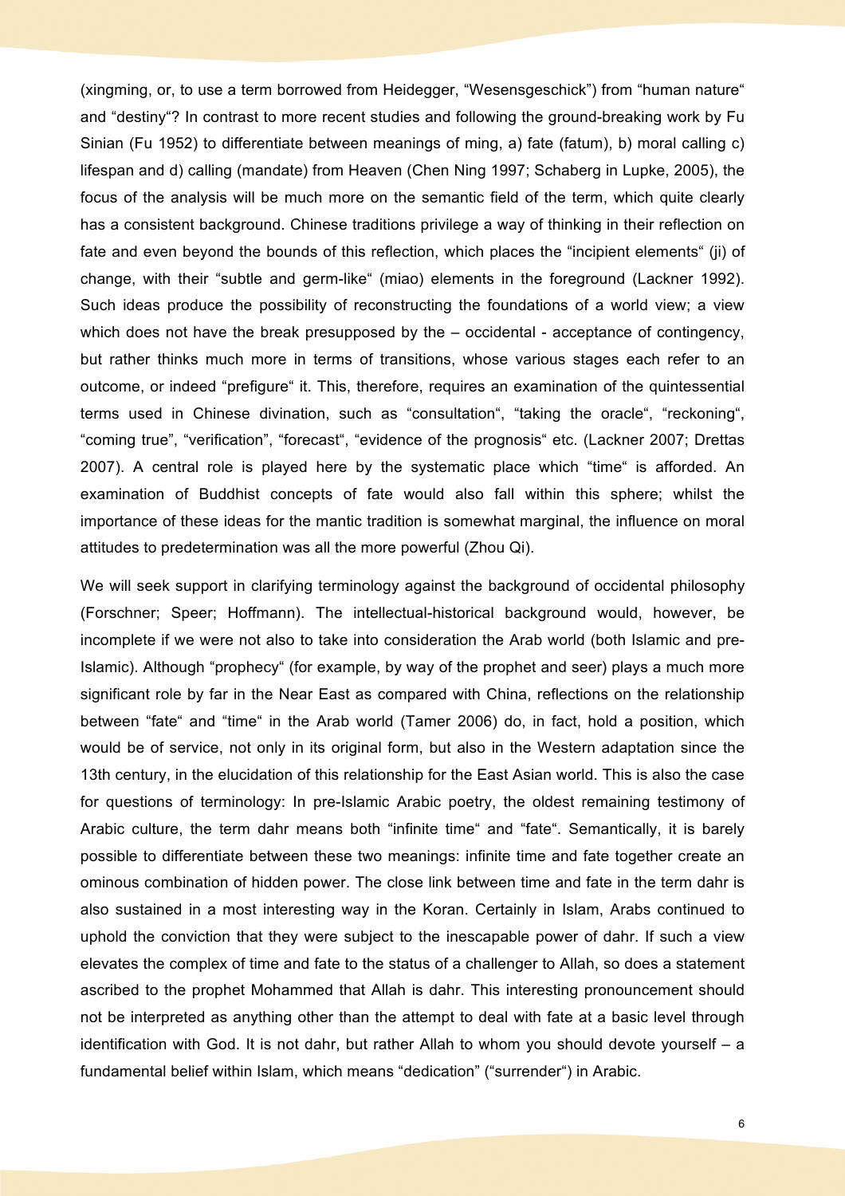(xingming, or, to use a term borrowed from Heidegger, "Wesensgeschick") from "human nature" and "destiny"? In contrast to more recent studies and following the ground-breaking work by Fu Sinian (Fu 1952) to differentiate between meanings of ming, a) fate (fatum), b) moral calling c) lifespan and d) calling (mandate) from Heaven (Chen Ning 1997; Schaberg in Lupke, 2005), the focus of the analysis will be much more on the semantic field of the term, which quite clearly has a consistent background. Chinese traditions privilege a way of thinking in their reflection on fate and even beyond the bounds of this reflection, which places the "incipient elements" (ji) of change, with their "subtle and germ-like" (miao) elements in the foreground (Lackner 1992). Such ideas produce the possibility of reconstructing the foundations of a world view; a view which does not have the break presupposed by the – occidental - acceptance of contingency, but rather thinks much more in terms of transitions, whose various stages each refer to an outcome, or indeed "prefigure" it. This, therefore, requires an examination of the quintessential terms used in Chinese divination, such as "consultation", "taking the oracle", "reckoning", "coming true", "verification", "forecast", "evidence of the prognosis" etc. (Lackner 2007; Drettas 2007). A central role is played here by the systematic place which "time" is afforded. An examination of Buddhist concepts of fate would also fall within this sphere; whilst the importance of these ideas for the mantic tradition is somewhat marginal, the influence on moral attitudes to predetermination was all the more powerful (Zhou Qi).

We will seek support in clarifying terminology against the background of occidental philosophy (Forschner; Speer; Hoffmann). The intellectual-historical background would, however, be incomplete if we were not also to take into consideration the Arab world (both Islamic and pre-Islamic). Although "prophecy" (for example, by way of the prophet and seer) plays a much more significant role by far in the Near East as compared with China, reflections on the relationship between "fate" and "time" in the Arab world (Tamer 2006) do, in fact, hold a position, which would be of service, not only in its original form, but also in the Western adaptation since the 13th century, in the elucidation of this relationship for the East Asian world. This is also the case for questions of terminology: In pre-Islamic Arabic poetry, the oldest remaining testimony of Arabic culture, the term dahr means both "infinite time" and "fate". Semantically, it is barely possible to differentiate between these two meanings: infinite time and fate together create an ominous combination of hidden power. The close link between time and fate in the term dahr is also sustained in a most interesting way in the Koran. Certainly in Islam, Arabs continued to uphold the conviction that they were subject to the inescapable power of dahr. If such a view elevates the complex of time and fate to the status of a challenger to Allah, so does a statement ascribed to the prophet Mohammed that Allah is dahr. This interesting pronouncement should not be interpreted as anything other than the attempt to deal with fate at a basic level through identification with God. It is not dahr, but rather Allah to whom you should devote yourself – a fundamental belief within Islam, which means "dedication" ("surrender") in Arabic.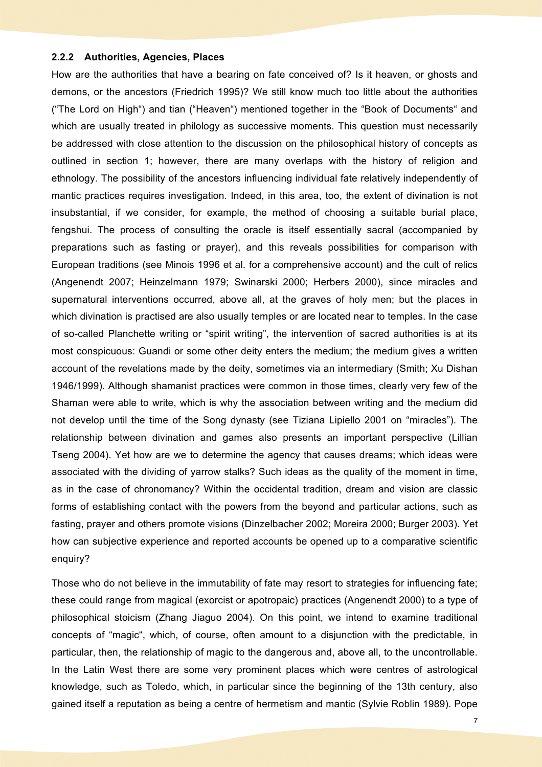#### 2.2.2 Authorities, Agencies, Places

How are the authorities that have a bearing on fate conceived of? Is it heaven, or ghosts and demons, or the ancestors (Friedrich 1995)? We still know much too little about the authorities ("The Lord on High") and tian ("Heaven") mentioned together in the "Book of Documents" and which are usually treated in philology as successive moments. This question must necessarily be addressed with close attention to the discussion on the philosophical history of concepts as outlined in section 1; however, there are many overlaps with the history of religion and ethnology. The possibility of the ancestors influencing individual fate relatively independently of mantic practices requires investigation. Indeed, in this area, too, the extent of divination is not insubstantial, if we consider, for example, the method of choosing a suitable burial place, fengshui. The process of consulting the oracle is itself essentially sacral (accompanied by preparations such as fasting or prayer), and this reveals possibilities for comparison with European traditions (see Minois 1996 et al. for a comprehensive account) and the cult of relics (Angenendt 2007; Heinzelmann 1979; Swinarski 2000; Herbers 2000), since miracles and supernatural interventions occurred, above all, at the graves of holy men; but the places in which divination is practised are also usually temples or are located near to temples. In the case of so-called Planchette writing or "spirit writing", the intervention of sacred authorities is at its most conspicuous: Guandi or some other deity enters the medium; the medium gives a written account of the revelations made by the deity, sometimes via an intermediary (Smith; Xu Dishan 1946/1999). Although shamanist practices were common in those times, clearly very few of the Shaman were able to write, which is why the association between writing and the medium did not develop until the time of the Song dynasty (see Tiziana Lipiello 2001 on "miracles"). The relationship between divination and games also presents an important perspective (Lillian Tseng 2004). Yet how are we to determine the agency that causes dreams; which ideas were associated with the dividing of yarrow stalks? Such ideas as the quality of the moment in time, as in the case of chronomancy? Within the occidental tradition, dream and vision are classic forms of establishing contact with the powers from the beyond and particular actions, such as fasting, prayer and others promote visions (Dinzelbacher 2002; Moreira 2000; Burger 2003). Yet how can subjective experience and reported accounts be opened up to a comparative scientific enquiry?

Those who do not believe in the immutability of fate may resort to strategies for influencing fate; these could range from magical (exorcist or apotropaic) practices (Angenendt 2000) to a type of philosophical stoicism (Zhang Jiaguo 2004). On this point, we intend to examine traditional concepts of "magic", which, of course, often amount to a disjunction with the predictable, in particular, then, the relationship of magic to the dangerous and, above all, to the uncontrollable. In the Latin West there are some very prominent places which were centres of astrological knowledge, such as Toledo, which, in particular since the beginning of the 13th century, also gained itself a reputation as being a centre of hermetism and mantic (Sylvie Roblin 1989). Pope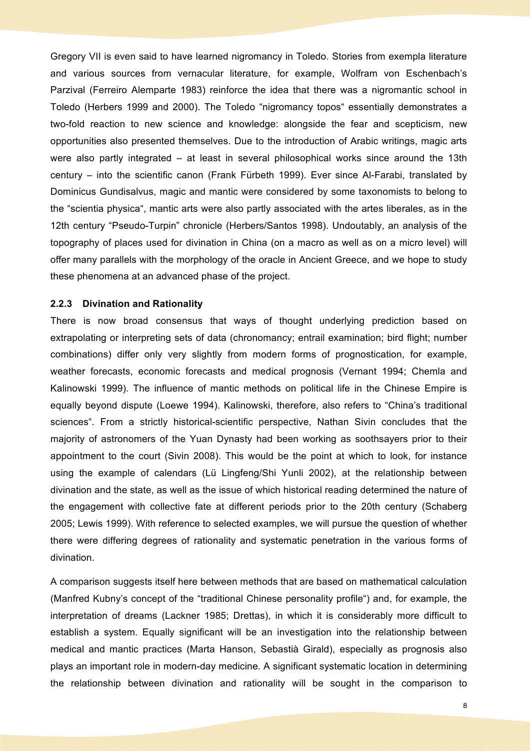Gregory VII is even said to have learned nigromancy in Toledo. Stories from exempla literature and various sources from vernacular literature, for example, Wolfram von Eschenbach's Parzival (Ferreiro Alemparte 1983) reinforce the idea that there was a nigromantic school in Toledo (Herbers 1999 and 2000). The Toledo "nigromancy topos" essentially demonstrates a two-fold reaction to new science and knowledge: alongside the fear and scepticism, new opportunities also presented themselves. Due to the introduction of Arabic writings, magic arts were also partly integrated – at least in several philosophical works since around the 13th century – into the scientific canon (Frank Fürbeth 1999). Ever since Al-Farabi, translated by Dominicus Gundisalvus, magic and mantic were considered by some taxonomists to belong to the "scientia physica", mantic arts were also partly associated with the artes liberales, as in the 12th century "Pseudo-Turpin" chronicle (Herbers/Santos 1998). Undoutably, an analysis of the topography of places used for divination in China (on a macro as well as on a micro level) will offer many parallels with the morphology of the oracle in Ancient Greece, and we hope to study these phenomena at an advanced phase of the project.

### 2.2.3 Divination and Rationality

There is now broad consensus that ways of thought underlying prediction based on extrapolating or interpreting sets of data (chronomancy; entrail examination; bird flight; number combinations) differ only very slightly from modern forms of prognostication, for example, weather forecasts, economic forecasts and medical prognosis (Vernant 1994; Chemla and Kalinowski 1999). The influence of mantic methods on political life in the Chinese Empire is equally beyond dispute (Loewe 1994). Kalinowski, therefore, also refers to "China's traditional sciences". From a strictly historical-scientific perspective, Nathan Sivin concludes that the majority of astronomers of the Yuan Dynasty had been working as soothsayers prior to their appointment to the court (Sivin 2008). This would be the point at which to look, for instance using the example of calendars (Lü Lingfeng/Shi Yunli 2002), at the relationship between divination and the state, as well as the issue of which historical reading determined the nature of the engagement with collective fate at different periods prior to the 20th century (Schaberg 2005; Lewis 1999). With reference to selected examples, we will pursue the question of whether there were differing degrees of rationality and systematic penetration in the various forms of divination.

A comparison suggests itself here between methods that are based on mathematical calculation (Manfred Kubny's concept of the "traditional Chinese personality profile") and, for example, the interpretation of dreams (Lackner 1985; Drettas), in which it is considerably more difficult to establish a system. Equally significant will be an investigation into the relationship between medical and mantic practices (Marta Hanson, Sebastià Girald), especially as prognosis also plays an important role in modern-day medicine. A significant systematic location in determining the relationship between divination and rationality will be sought in the comparison to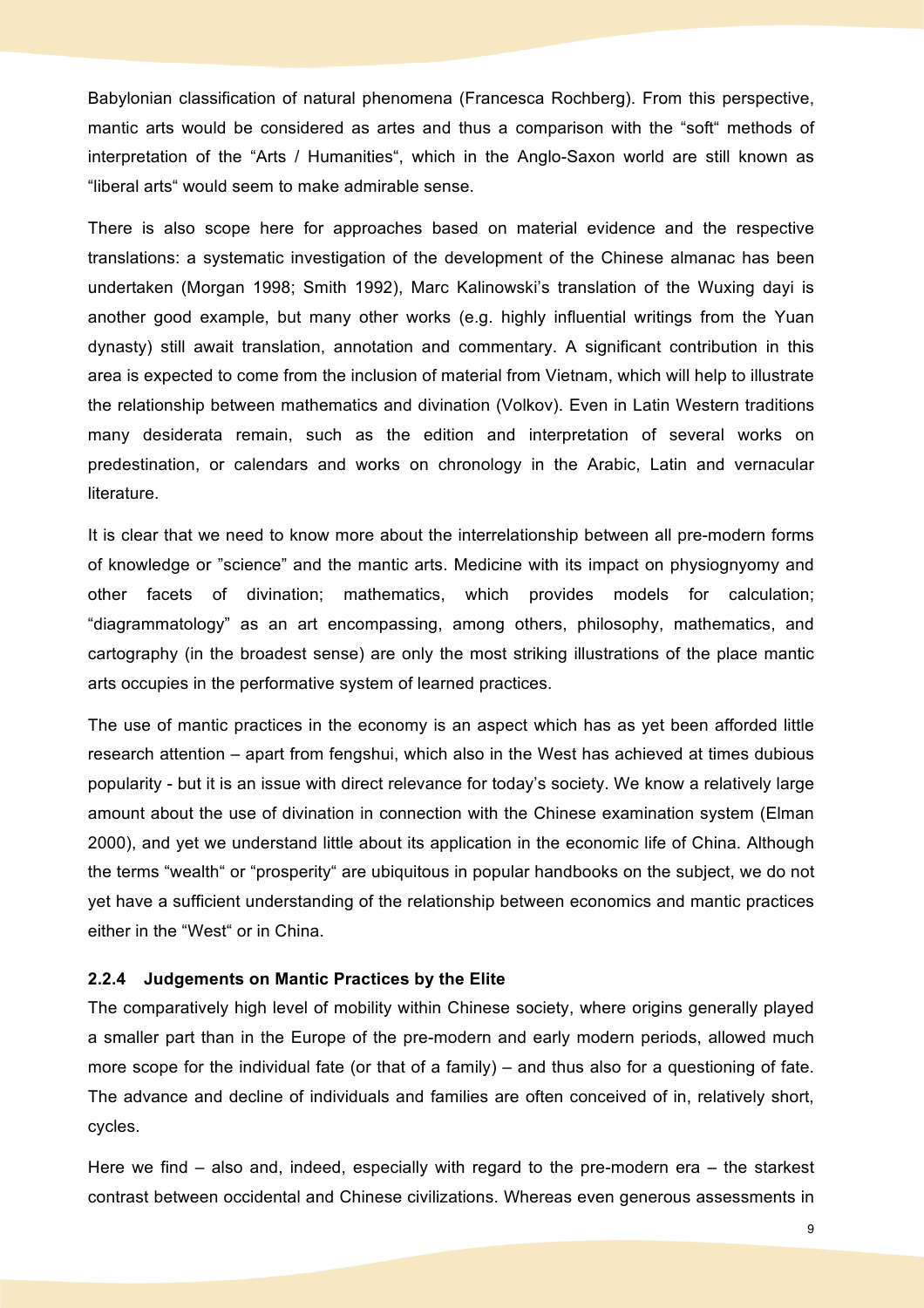Babylonian classification of natural phenomena (Francesca Rochberg). From this perspective, mantic arts would be considered as artes and thus a comparison with the “soft“ methods of interpretation of the “Arts / Humanities“, which in the Anglo-Saxon world are still known as “liberal arts“ would seem to make admirable sense.

There is also scope here for approaches based on material evidence and the respective translations: a systematic investigation of the development of the Chinese almanac has been undertaken (Morgan 1998; Smith 1992), Marc Kalinowski’s translation of the Wuxing dayi is another good example, but many other works (e.g. highly influential writings from the Yuan dynasty) still await translation, annotation and commentary. A significant contribution in this area is expected to come from the inclusion of material from Vietnam, which will help to illustrate the relationship between mathematics and divination (Volkov). Even in Latin Western traditions many desiderata remain, such as the edition and interpretation of several works on predestination, or calendars and works on chronology in the Arabic, Latin and vernacular literature.

It is clear that we need to know more about the interrelationship between all pre-modern forms of knowledge or ”science” and the mantic arts. Medicine with its impact on physiognyomy and other facets of divination; mathematics, which provides models for calculation; “diagrammatology” as an art encompassing, among others, philosophy, mathematics, and cartography (in the broadest sense) are only the most striking illustrations of the place mantic arts occupies in the performative system of learned practices.

The use of mantic practices in the economy is an aspect which has as yet been afforded little research attention – apart from fengshui, which also in the West has achieved at times dubious popularity - but it is an issue with direct relevance for today’s society. We know a relatively large amount about the use of divination in connection with the Chinese examination system (Elman 2000), and yet we understand little about its application in the economic life of China. Although the terms “wealth“ or “prosperity“ are ubiquitous in popular handbooks on the subject, we do not yet have a sufficient understanding of the relationship between economics and mantic practices either in the “West“ or in China.

#### 2.2.4 Judgements on Mantic Practices by the Elite

The comparatively high level of mobility within Chinese society, where origins generally played a smaller part than in the Europe of the pre-modern and early modern periods, allowed much more scope for the individual fate (or that of a family) – and thus also for a questioning of fate. The advance and decline of individuals and families are often conceived of in, relatively short, cycles.

Here we find – also and, indeed, especially with regard to the pre-modern era – the starkest contrast between occidental and Chinese civilizations. Whereas even generous assessments in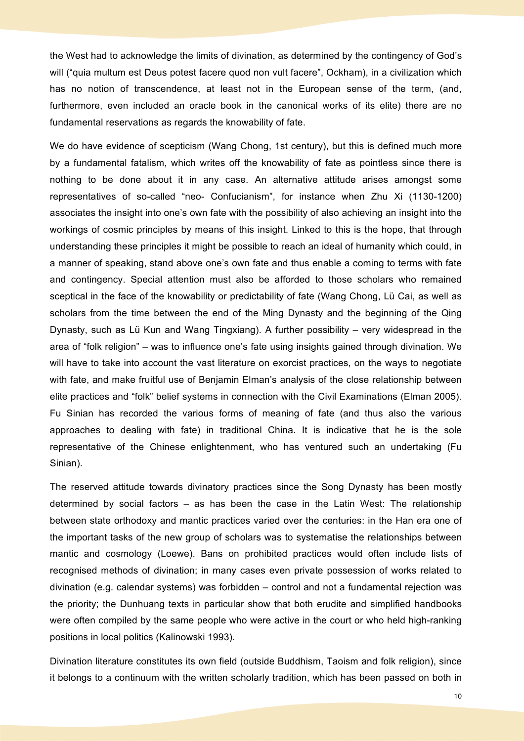the West had to acknowledge the limits of divination, as determined by the contingency of God's will ("quia multum est Deus potest facere quod non vult facere", Ockham), in a civilization which has no notion of transcendence, at least not in the European sense of the term, (and, furthermore, even included an oracle book in the canonical works of its elite) there are no fundamental reservations as regards the knowability of fate.

We do have evidence of scepticism (Wang Chong, 1st century), but this is defined much more by a fundamental fatalism, which writes off the knowability of fate as pointless since there is nothing to be done about it in any case. An alternative attitude arises amongst some representatives of so-called "neo- Confucianism", for instance when Zhu Xi (1130-1200) associates the insight into one's own fate with the possibility of also achieving an insight into the workings of cosmic principles by means of this insight. Linked to this is the hope, that through understanding these principles it might be possible to reach an ideal of humanity which could, in a manner of speaking, stand above one's own fate and thus enable a coming to terms with fate and contingency. Special attention must also be afforded to those scholars who remained sceptical in the face of the knowability or predictability of fate (Wang Chong, Lü Cai, as well as scholars from the time between the end of the Ming Dynasty and the beginning of the Qing Dynasty, such as Lü Kun and Wang Tingxiang). A further possibility – very widespread in the area of "folk religion" – was to influence one's fate using insights gained through divination. We will have to take into account the vast literature on exorcist practices, on the ways to negotiate with fate, and make fruitful use of Benjamin Elman's analysis of the close relationship between elite practices and "folk" belief systems in connection with the Civil Examinations (Elman 2005). Fu Sinian has recorded the various forms of meaning of fate (and thus also the various approaches to dealing with fate) in traditional China. It is indicative that he is the sole representative of the Chinese enlightenment, who has ventured such an undertaking (Fu Sinian).

The reserved attitude towards divinatory practices since the Song Dynasty has been mostly determined by social factors – as has been the case in the Latin West: The relationship between state orthodoxy and mantic practices varied over the centuries: in the Han era one of the important tasks of the new group of scholars was to systematise the relationships between mantic and cosmology (Loewe). Bans on prohibited practices would often include lists of recognised methods of divination; in many cases even private possession of works related to divination (e.g. calendar systems) was forbidden – control and not a fundamental rejection was the priority; the Dunhuang texts in particular show that both erudite and simplified handbooks were often compiled by the same people who were active in the court or who held high-ranking positions in local politics (Kalinowski 1993).

Divination literature constitutes its own field (outside Buddhism, Taoism and folk religion), since it belongs to a continuum with the written scholarly tradition, which has been passed on both in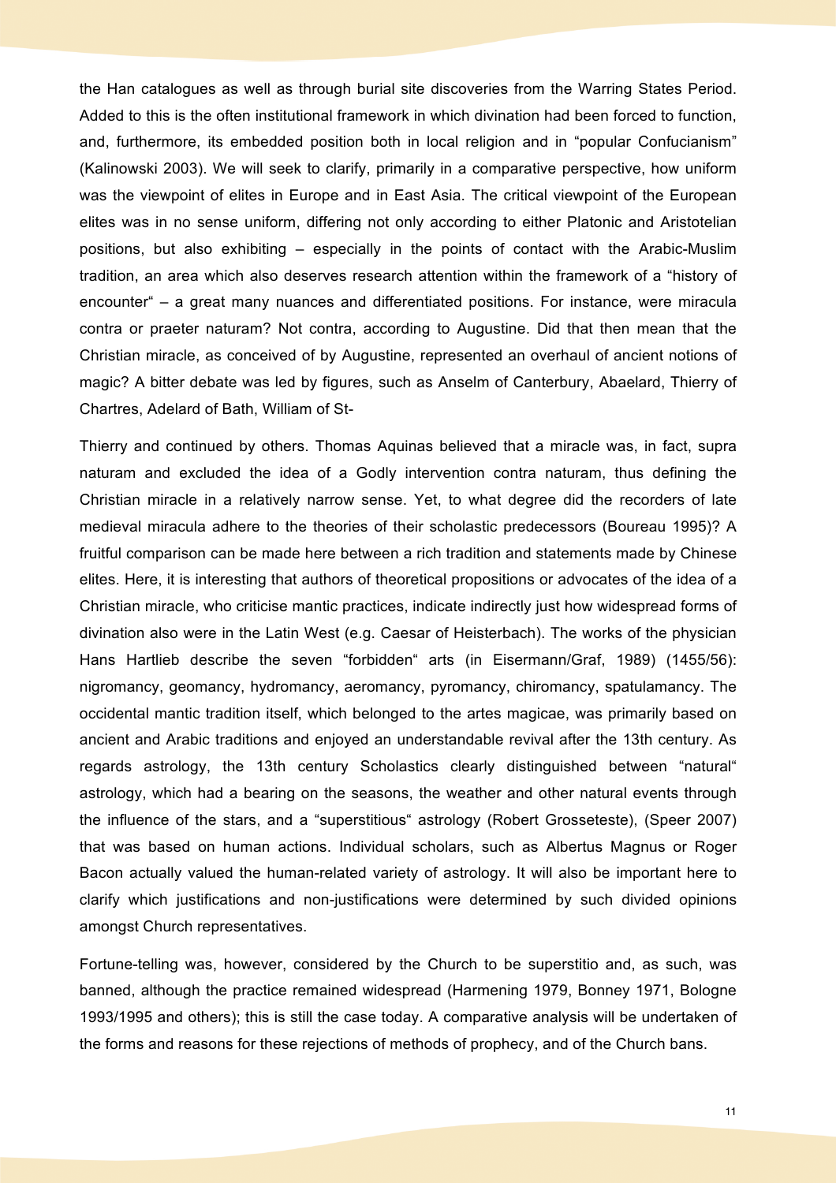the Han catalogues as well as through burial site discoveries from the Warring States Period. Added to this is the often institutional framework in which divination had been forced to function, and, furthermore, its embedded position both in local religion and in "popular Confucianism" (Kalinowski 2003). We will seek to clarify, primarily in a comparative perspective, how uniform was the viewpoint of elites in Europe and in East Asia. The critical viewpoint of the European elites was in no sense uniform, differing not only according to either Platonic and Aristotelian positions, but also exhibiting – especially in the points of contact with the Arabic-Muslim tradition, an area which also deserves research attention within the framework of a "history of encounter" – a great many nuances and differentiated positions. For instance, were miracula contra or praeter naturam? Not contra, according to Augustine. Did that then mean that the Christian miracle, as conceived of by Augustine, represented an overhaul of ancient notions of magic? A bitter debate was led by figures, such as Anselm of Canterbury, Abaelard, Thierry of Chartres, Adelard of Bath, William of St-

Thierry and continued by others. Thomas Aquinas believed that a miracle was, in fact, supra naturam and excluded the idea of a Godly intervention contra naturam, thus defining the Christian miracle in a relatively narrow sense. Yet, to what degree did the recorders of late medieval miracula adhere to the theories of their scholastic predecessors (Boureau 1995)? A fruitful comparison can be made here between a rich tradition and statements made by Chinese elites. Here, it is interesting that authors of theoretical propositions or advocates of the idea of a Christian miracle, who criticise mantic practices, indicate indirectly just how widespread forms of divination also were in the Latin West (e.g. Caesar of Heisterbach). The works of the physician Hans Hartlieb describe the seven "forbidden" arts (in Eisermann/Graf, 1989) (1455/56): nigromancy, geomancy, hydromancy, aeromancy, pyromancy, chiromancy, spatulamancy. The occidental mantic tradition itself, which belonged to the artes magicae, was primarily based on ancient and Arabic traditions and enjoyed an understandable revival after the 13th century. As regards astrology, the 13th century Scholastics clearly distinguished between "natural" astrology, which had a bearing on the seasons, the weather and other natural events through the influence of the stars, and a "superstitious" astrology (Robert Grosseteste), (Speer 2007) that was based on human actions. Individual scholars, such as Albertus Magnus or Roger Bacon actually valued the human-related variety of astrology. It will also be important here to clarify which justifications and non-justifications were determined by such divided opinions amongst Church representatives.

Fortune-telling was, however, considered by the Church to be superstitio and, as such, was banned, although the practice remained widespread (Harmening 1979, Bonney 1971, Bologne 1993/1995 and others); this is still the case today. A comparative analysis will be undertaken of the forms and reasons for these rejections of methods of prophecy, and of the Church bans.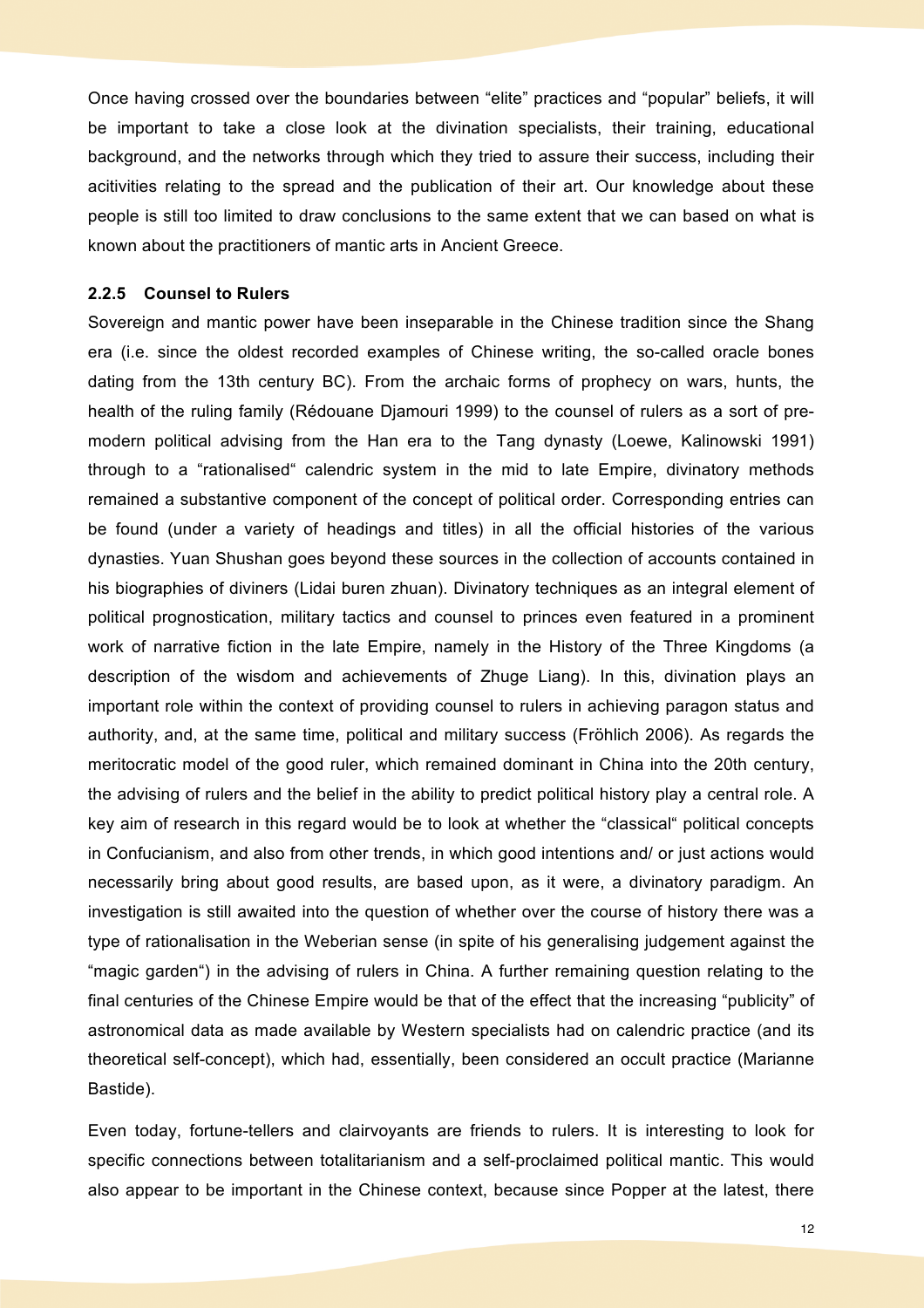Once having crossed over the boundaries between "elite" practices and "popular" beliefs, it will be important to take a close look at the divination specialists, their training, educational background, and the networks through which they tried to assure their success, including their acitivities relating to the spread and the publication of their art. Our knowledge about these people is still too limited to draw conclusions to the same extent that we can based on what is known about the practitioners of mantic arts in Ancient Greece.

### 2.2.5 Counsel to Rulers

Sovereign and mantic power have been inseparable in the Chinese tradition since the Shang era (i.e. since the oldest recorded examples of Chinese writing, the so-called oracle bones dating from the 13th century BC). From the archaic forms of prophecy on wars, hunts, the health of the ruling family (Rédouane Djamouri 1999) to the counsel of rulers as a sort of pre-modern political advising from the Han era to the Tang dynasty (Loewe, Kalinowski 1991) through to a "rationalised" calendric system in the mid to late Empire, divinatory methods remained a substantive component of the concept of political order. Corresponding entries can be found (under a variety of headings and titles) in all the official histories of the various dynasties. Yuan Shushan goes beyond these sources in the collection of accounts contained in his biographies of diviners (Lidai buren zhuan). Divinatory techniques as an integral element of political prognostication, military tactics and counsel to princes even featured in a prominent work of narrative fiction in the late Empire, namely in the History of the Three Kingdoms (a description of the wisdom and achievements of Zhuge Liang). In this, divination plays an important role within the context of providing counsel to rulers in achieving paragon status and authority, and, at the same time, political and military success (Fröhlich 2006). As regards the meritocratic model of the good ruler, which remained dominant in China into the 20th century, the advising of rulers and the belief in the ability to predict political history play a central role. A key aim of research in this regard would be to look at whether the "classical" political concepts in Confucianism, and also from other trends, in which good intentions and/ or just actions would necessarily bring about good results, are based upon, as it were, a divinatory paradigm. An investigation is still awaited into the question of whether over the course of history there was a type of rationalisation in the Weberian sense (in spite of his generalising judgement against the "magic garden") in the advising of rulers in China. A further remaining question relating to the final centuries of the Chinese Empire would be that of the effect that the increasing "publicity" of astronomical data as made available by Western specialists had on calendric practice (and its theoretical self-concept), which had, essentially, been considered an occult practice (Marianne Bastide).

Even today, fortune-tellers and clairvoyants are friends to rulers. It is interesting to look for specific connections between totalitarianism and a self-proclaimed political mantic. This would also appear to be important in the Chinese context, because since Popper at the latest, there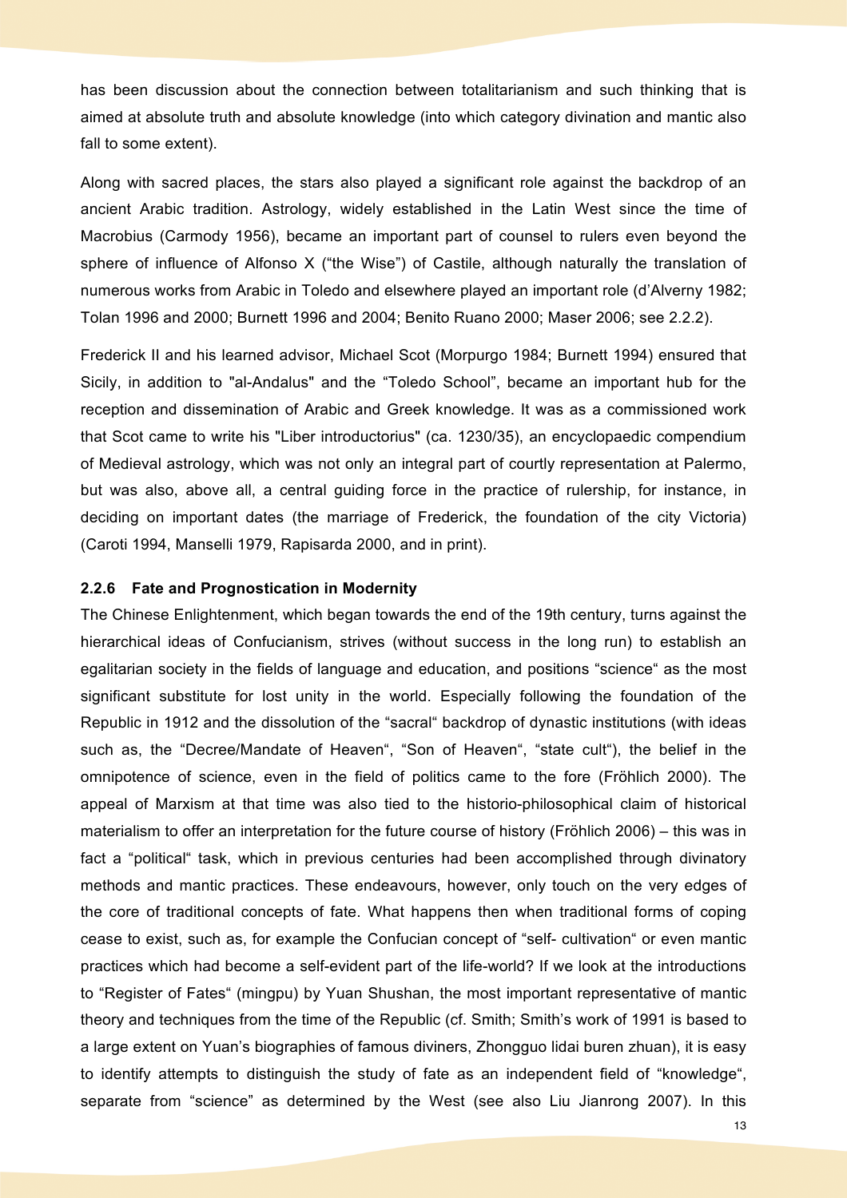has been discussion about the connection between totalitarianism and such thinking that is aimed at absolute truth and absolute knowledge (into which category divination and mantic also fall to some extent).

Along with sacred places, the stars also played a significant role against the backdrop of an ancient Arabic tradition. Astrology, widely established in the Latin West since the time of Macrobius (Carmody 1956), became an important part of counsel to rulers even beyond the sphere of influence of Alfonso X ("the Wise") of Castile, although naturally the translation of numerous works from Arabic in Toledo and elsewhere played an important role (d'Alverny 1982; Tolan 1996 and 2000; Burnett 1996 and 2004; Benito Ruano 2000; Maser 2006; see 2.2.2).

Frederick II and his learned advisor, Michael Scot (Morpurgo 1984; Burnett 1994) ensured that Sicily, in addition to "al-Andalus" and the "Toledo School", became an important hub for the reception and dissemination of Arabic and Greek knowledge. It was as a commissioned work that Scot came to write his "Liber introductorius" (ca. 1230/35), an encyclopaedic compendium of Medieval astrology, which was not only an integral part of courtly representation at Palermo, but was also, above all, a central guiding force in the practice of rulership, for instance, in deciding on important dates (the marriage of Frederick, the foundation of the city Victoria) (Caroti 1994, Manselli 1979, Rapisarda 2000, and in print).

### 2.2.6 Fate and Prognostication in Modernity

The Chinese Enlightenment, which began towards the end of the 19th century, turns against the hierarchical ideas of Confucianism, strives (without success in the long run) to establish an egalitarian society in the fields of language and education, and positions "science" as the most significant substitute for lost unity in the world. Especially following the foundation of the Republic in 1912 and the dissolution of the "sacral" backdrop of dynastic institutions (with ideas such as, the "Decree/Mandate of Heaven", "Son of Heaven", "state cult"), the belief in the omnipotence of science, even in the field of politics came to the fore (Fröhlich 2000). The appeal of Marxism at that time was also tied to the historio-philosophical claim of historical materialism to offer an interpretation for the future course of history (Fröhlich 2006) – this was in fact a "political" task, which in previous centuries had been accomplished through divinatory methods and mantic practices. These endeavours, however, only touch on the very edges of the core of traditional concepts of fate. What happens then when traditional forms of coping cease to exist, such as, for example the Confucian concept of "self- cultivation" or even mantic practices which had become a self-evident part of the life-world? If we look at the introductions to "Register of Fates" (mingpu) by Yuan Shushan, the most important representative of mantic theory and techniques from the time of the Republic (cf. Smith; Smith's work of 1991 is based to a large extent on Yuan's biographies of famous diviners, Zhongguo lidai buren zhuan), it is easy to identify attempts to distinguish the study of fate as an independent field of "knowledge", separate from "science" as determined by the West (see also Liu Jianrong 2007). In this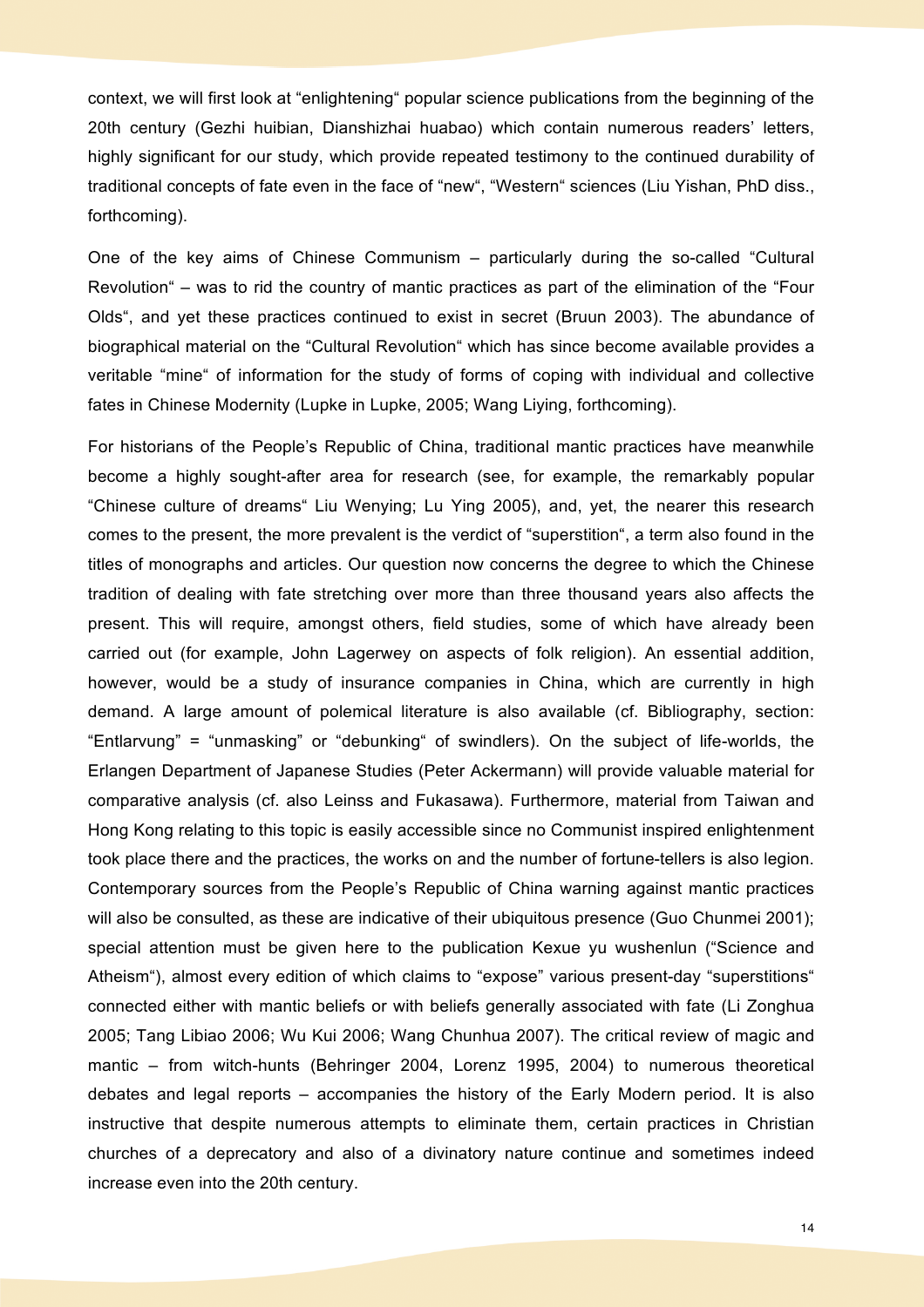context, we will first look at "enlightening" popular science publications from the beginning of the 20th century (Gezhi huibian, Dianshizhai huabao) which contain numerous readers' letters, highly significant for our study, which provide repeated testimony to the continued durability of traditional concepts of fate even in the face of "new", "Western" sciences (Liu Yishan, PhD diss., forthcoming).

One of the key aims of Chinese Communism – particularly during the so-called "Cultural Revolution" – was to rid the country of mantic practices as part of the elimination of the "Four Olds", and yet these practices continued to exist in secret (Bruun 2003). The abundance of biographical material on the "Cultural Revolution" which has since become available provides a veritable "mine" of information for the study of forms of coping with individual and collective fates in Chinese Modernity (Lupke in Lupke, 2005; Wang Liying, forthcoming).

For historians of the People's Republic of China, traditional mantic practices have meanwhile become a highly sought-after area for research (see, for example, the remarkably popular "Chinese culture of dreams" Liu Wenying; Lu Ying 2005), and, yet, the nearer this research comes to the present, the more prevalent is the verdict of "superstition", a term also found in the titles of monographs and articles. Our question now concerns the degree to which the Chinese tradition of dealing with fate stretching over more than three thousand years also affects the present. This will require, amongst others, field studies, some of which have already been carried out (for example, John Lagerwey on aspects of folk religion). An essential addition, however, would be a study of insurance companies in China, which are currently in high demand. A large amount of polemical literature is also available (cf. Bibliography, section: "Entlarvung" = "unmasking" or "debunking" of swindlers). On the subject of life-worlds, the Erlangen Department of Japanese Studies (Peter Ackermann) will provide valuable material for comparative analysis (cf. also Leinss and Fukasawa). Furthermore, material from Taiwan and Hong Kong relating to this topic is easily accessible since no Communist inspired enlightenment took place there and the practices, the works on and the number of fortune-tellers is also legion. Contemporary sources from the People's Republic of China warning against mantic practices will also be consulted, as these are indicative of their ubiquitous presence (Guo Chunmei 2001); special attention must be given here to the publication Kexue yu wushenlun ("Science and Atheism"), almost every edition of which claims to "expose" various present-day "superstitions" connected either with mantic beliefs or with beliefs generally associated with fate (Li Zonghua 2005; Tang Libiao 2006; Wu Kui 2006; Wang Chunhua 2007). The critical review of magic and mantic – from witch-hunts (Behringer 2004, Lorenz 1995, 2004) to numerous theoretical debates and legal reports – accompanies the history of the Early Modern period. It is also instructive that despite numerous attempts to eliminate them, certain practices in Christian churches of a deprecatory and also of a divinatory nature continue and sometimes indeed increase even into the 20th century.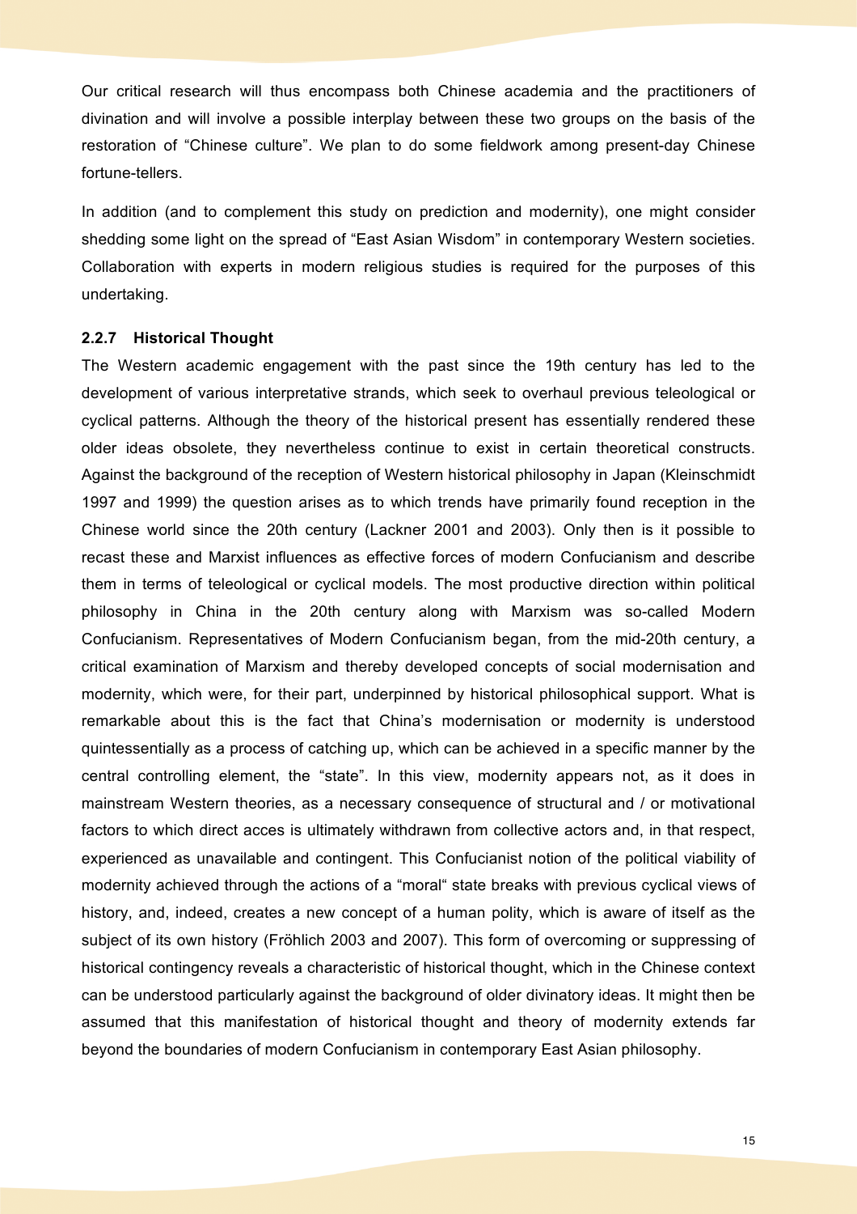Our critical research will thus encompass both Chinese academia and the practitioners of divination and will involve a possible interplay between these two groups on the basis of the restoration of “Chinese culture”. We plan to do some fieldwork among present-day Chinese fortune-tellers.

In addition (and to complement this study on prediction and modernity), one might consider shedding some light on the spread of “East Asian Wisdom” in contemporary Western societies. Collaboration with experts in modern religious studies is required for the purposes of this undertaking.

### 2.2.7 Historical Thought

The Western academic engagement with the past since the 19th century has led to the development of various interpretative strands, which seek to overhaul previous teleological or cyclical patterns. Although the theory of the historical present has essentially rendered these older ideas obsolete, they nevertheless continue to exist in certain theoretical constructs. Against the background of the reception of Western historical philosophy in Japan (Kleinschmidt 1997 and 1999) the question arises as to which trends have primarily found reception in the Chinese world since the 20th century (Lackner 2001 and 2003). Only then is it possible to recast these and Marxist influences as effective forces of modern Confucianism and describe them in terms of teleological or cyclical models. The most productive direction within political philosophy in China in the 20th century along with Marxism was so-called Modern Confucianism. Representatives of Modern Confucianism began, from the mid-20th century, a critical examination of Marxism and thereby developed concepts of social modernisation and modernity, which were, for their part, underpinned by historical philosophical support. What is remarkable about this is the fact that China’s modernisation or modernity is understood quintessentially as a process of catching up, which can be achieved in a specific manner by the central controlling element, the “state”. In this view, modernity appears not, as it does in mainstream Western theories, as a necessary consequence of structural and / or motivational factors to which direct acces is ultimately withdrawn from collective actors and, in that respect, experienced as unavailable and contingent. This Confucianist notion of the political viability of modernity achieved through the actions of a “moral“ state breaks with previous cyclical views of history, and, indeed, creates a new concept of a human polity, which is aware of itself as the subject of its own history (Fröhlich 2003 and 2007). This form of overcoming or suppressing of historical contingency reveals a characteristic of historical thought, which in the Chinese context can be understood particularly against the background of older divinatory ideas. It might then be assumed that this manifestation of historical thought and theory of modernity extends far beyond the boundaries of modern Confucianism in contemporary East Asian philosophy.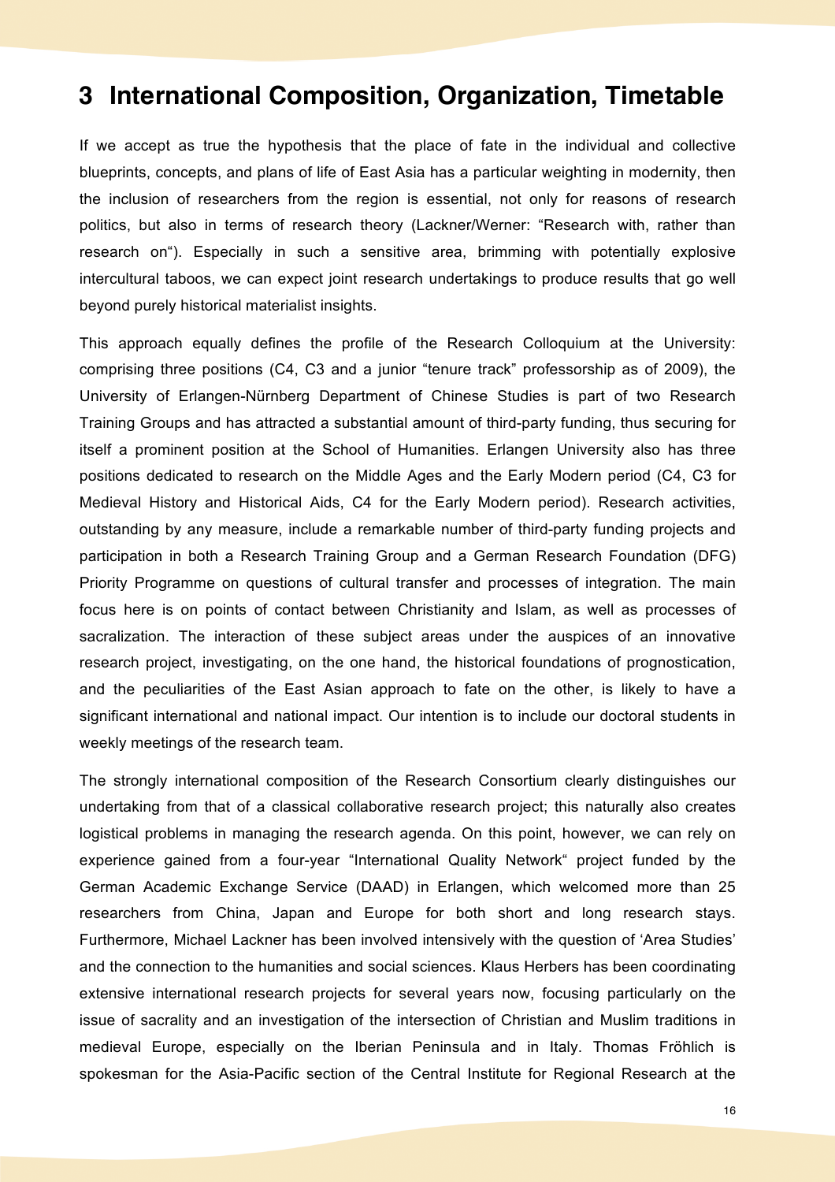# 3 International Composition, Organization, Timetable

If we accept as true the hypothesis that the place of fate in the individual and collective blueprints, concepts, and plans of life of East Asia has a particular weighting in modernity, then the inclusion of researchers from the region is essential, not only for reasons of research politics, but also in terms of research theory (Lackner/Werner: "Research with, rather than research on"). Especially in such a sensitive area, brimming with potentially explosive intercultural taboos, we can expect joint research undertakings to produce results that go well beyond purely historical materialist insights.

This approach equally defines the profile of the Research Colloquium at the University: comprising three positions (C4, C3 and a junior "tenure track" professorship as of 2009), the University of Erlangen-Nürnberg Department of Chinese Studies is part of two Research Training Groups and has attracted a substantial amount of third-party funding, thus securing for itself a prominent position at the School of Humanities. Erlangen University also has three positions dedicated to research on the Middle Ages and the Early Modern period (C4, C3 for Medieval History and Historical Aids, C4 for the Early Modern period). Research activities, outstanding by any measure, include a remarkable number of third-party funding projects and participation in both a Research Training Group and a German Research Foundation (DFG) Priority Programme on questions of cultural transfer and processes of integration. The main focus here is on points of contact between Christianity and Islam, as well as processes of sacralization. The interaction of these subject areas under the auspices of an innovative research project, investigating, on the one hand, the historical foundations of prognostication, and the peculiarities of the East Asian approach to fate on the other, is likely to have a significant international and national impact. Our intention is to include our doctoral students in weekly meetings of the research team.

The strongly international composition of the Research Consortium clearly distinguishes our undertaking from that of a classical collaborative research project; this naturally also creates logistical problems in managing the research agenda. On this point, however, we can rely on experience gained from a four-year "International Quality Network" project funded by the German Academic Exchange Service (DAAD) in Erlangen, which welcomed more than 25 researchers from China, Japan and Europe for both short and long research stays. Furthermore, Michael Lackner has been involved intensively with the question of 'Area Studies' and the connection to the humanities and social sciences. Klaus Herbers has been coordinating extensive international research projects for several years now, focusing particularly on the issue of sacrality and an investigation of the intersection of Christian and Muslim traditions in medieval Europe, especially on the Iberian Peninsula and in Italy. Thomas Fröhlich is spokesman for the Asia-Pacific section of the Central Institute for Regional Research at the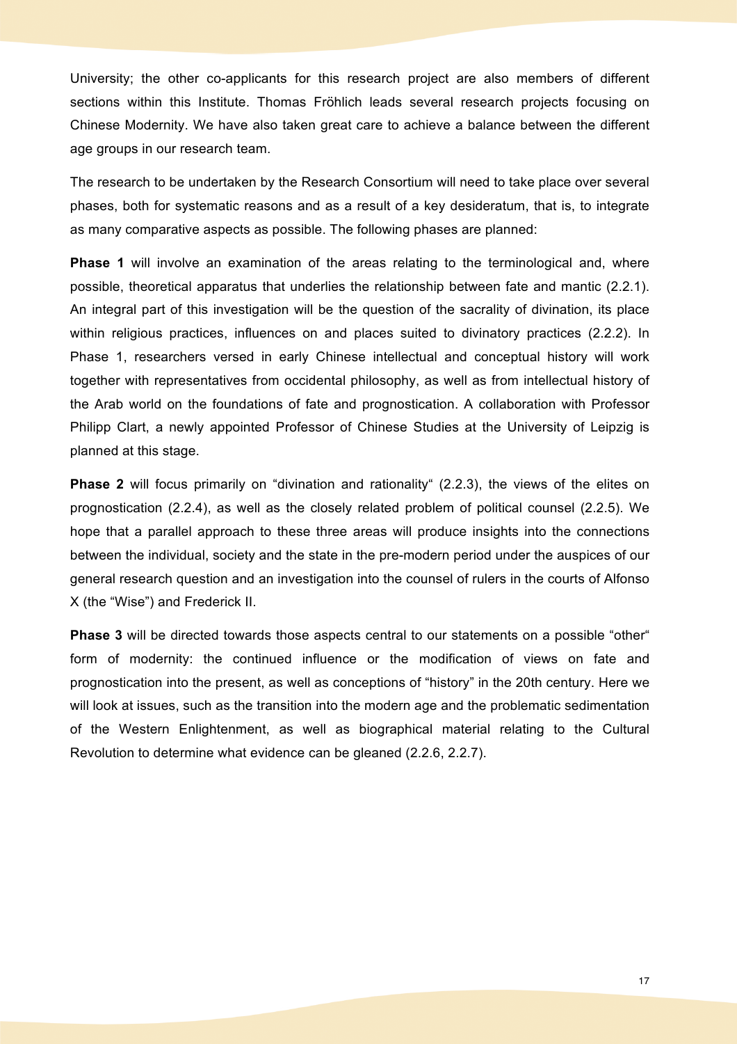University; the other co-applicants for this research project are also members of different sections within this Institute. Thomas Fröhlich leads several research projects focusing on Chinese Modernity. We have also taken great care to achieve a balance between the different age groups in our research team.

The research to be undertaken by the Research Consortium will need to take place over several phases, both for systematic reasons and as a result of a key desideratum, that is, to integrate as many comparative aspects as possible. The following phases are planned:

**Phase 1** will involve an examination of the areas relating to the terminological and, where possible, theoretical apparatus that underlies the relationship between fate and mantic (2.2.1). An integral part of this investigation will be the question of the sacrality of divination, its place within religious practices, influences on and places suited to divinatory practices (2.2.2). In Phase 1, researchers versed in early Chinese intellectual and conceptual history will work together with representatives from occidental philosophy, as well as from intellectual history of the Arab world on the foundations of fate and prognostication. A collaboration with Professor Philipp Clart, a newly appointed Professor of Chinese Studies at the University of Leipzig is planned at this stage.

**Phase 2** will focus primarily on "divination and rationality" (2.2.3), the views of the elites on prognostication (2.2.4), as well as the closely related problem of political counsel (2.2.5). We hope that a parallel approach to these three areas will produce insights into the connections between the individual, society and the state in the pre-modern period under the auspices of our general research question and an investigation into the counsel of rulers in the courts of Alfonso X (the "Wise") and Frederick II.

**Phase 3** will be directed towards those aspects central to our statements on a possible "other" form of modernity: the continued influence or the modification of views on fate and prognostication into the present, as well as conceptions of "history" in the 20th century. Here we will look at issues, such as the transition into the modern age and the problematic sedimentation of the Western Enlightenment, as well as biographical material relating to the Cultural Revolution to determine what evidence can be gleaned (2.2.6, 2.2.7).